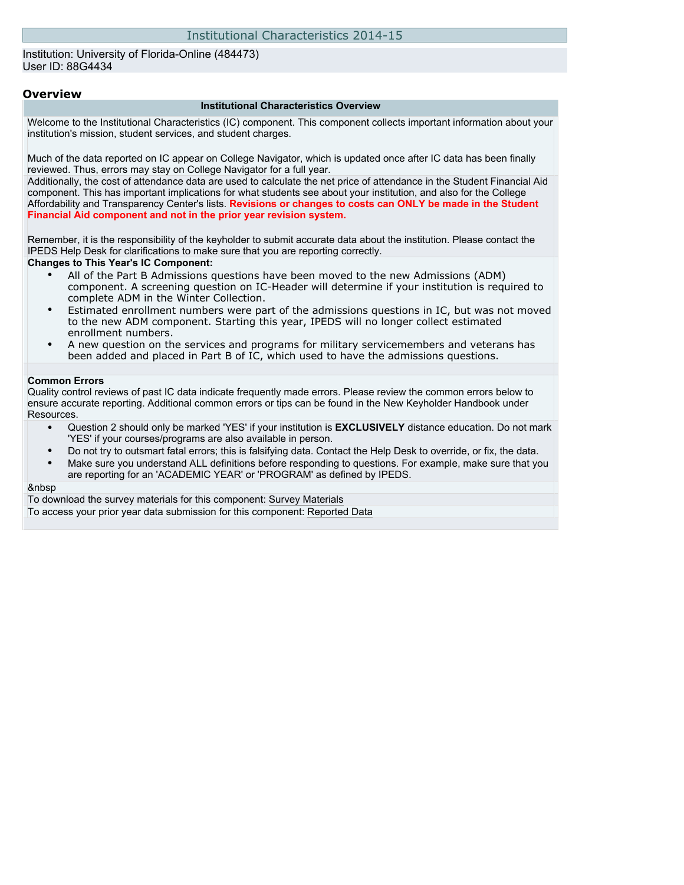# Institutional Characteristics 2014-15

Institution: University of Florida-Online (484473)
User ID: 88G4434

## Overview

**Institutional Characteristics Overview**

Welcome to the Institutional Characteristics (IC) component. This component collects important information about your institution's mission, student services, and student charges.

Much of the data reported on IC appear on College Navigator, which is updated once after IC data has been finally reviewed. Thus, errors may stay on College Navigator for a full year.

Additionally, the cost of attendance data are used to calculate the net price of attendance in the Student Financial Aid component. This has important implications for what students see about your institution, and also for the College Affordability and Transparency Center's lists. **Revisions or changes to costs can ONLY be made in the Student Financial Aid component and not in the prior year revision system.**

Remember, it is the responsibility of the keyholder to submit accurate data about the institution. Please contact the IPEDS Help Desk for clarifications to make sure that you are reporting correctly.

**Changes to This Year's IC Component:**

- All of the Part B Admissions questions have been moved to the new Admissions (ADM) component. A screening question on IC-Header will determine if your institution is required to complete ADM in the Winter Collection.
- Estimated enrollment numbers were part of the admissions questions in IC, but was not moved to the new ADM component. Starting this year, IPEDS will no longer collect estimated enrollment numbers.
- A new question on the services and programs for military servicemembers and veterans has been added and placed in Part B of IC, which used to have the admissions questions.

**Common Errors**

Quality control reviews of past IC data indicate frequently made errors. Please review the common errors below to ensure accurate reporting. Additional common errors or tips can be found in the New Keyholder Handbook under Resources.

- Question 2 should only be marked 'YES' if your institution is **EXCLUSIVELY** distance education. Do not mark 'YES' if your courses/programs are also available in person.
- Do not try to outsmart fatal errors; this is falsifying data. Contact the Help Desk to override, or fix, the data.
- Make sure you understand ALL definitions before responding to questions. For example, make sure that you are reporting for an 'ACADEMIC YEAR' or 'PROGRAM' as defined by IPEDS.

&nbsp

To download the survey materials for this component: Survey Materials

To access your prior year data submission for this component: Reported Data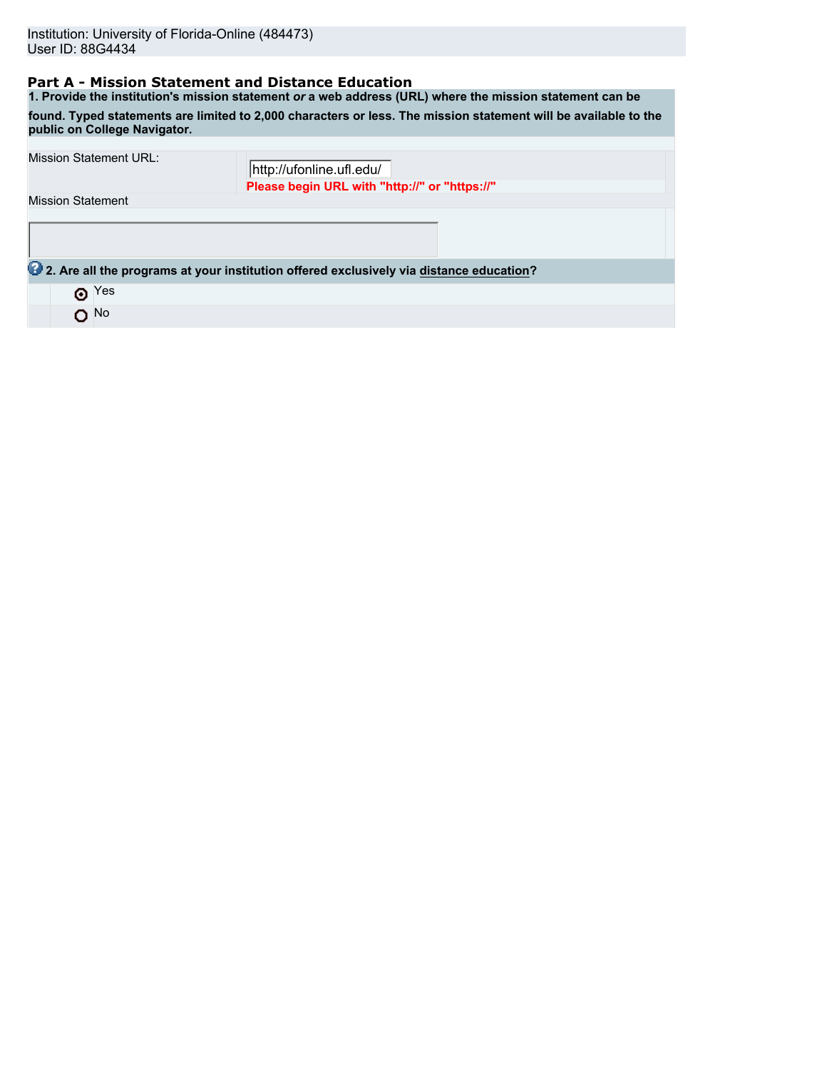Institution: University of Florida-Online (484473)
User ID: 88G4434

## Part A - Mission Statement and Distance Education

**1. Provide the institution's mission statement *or* a web address (URL) where the mission statement can be found. Typed statements are limited to 2,000 characters or less. The mission statement will be available to the public on College Navigator.**

| | |
|---|---|
| Mission Statement URL: | http://ufonline.ufl.edu/ **Please begin URL with "http://" or "https://"** |
| Mission Statement | |

**2. Are all the programs at your institution offered exclusively via distance education?**

- (•) Yes
- ( ) No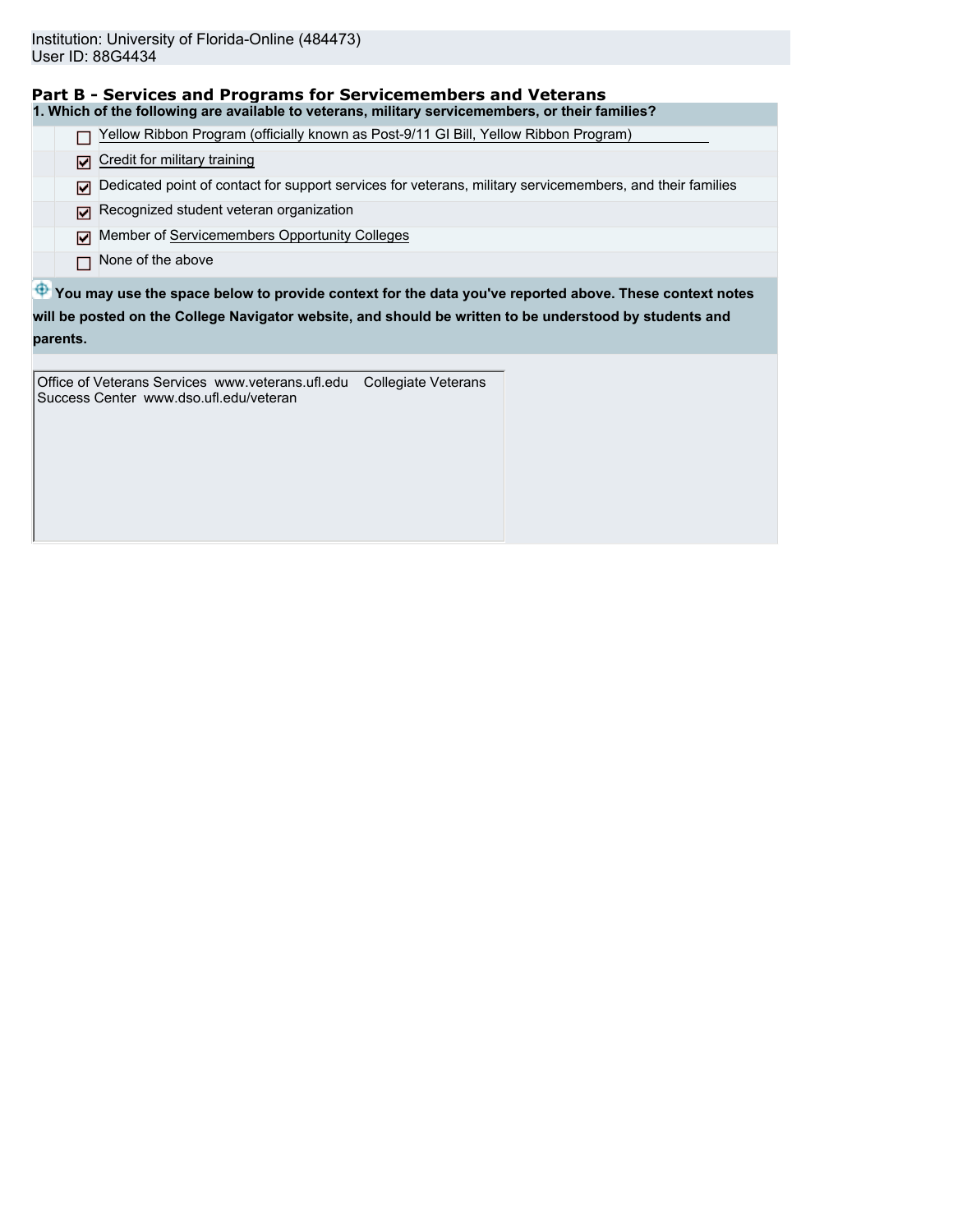Institution: University of Florida-Online (484473)
User ID: 88G4434

## Part B - Services and Programs for Servicemembers and Veterans

**1. Which of the following are available to veterans, military servicemembers, or their families?**

- [ ] Yellow Ribbon Program (officially known as Post-9/11 GI Bill, Yellow Ribbon Program)
- [x] Credit for military training
- [x] Dedicated point of contact for support services for veterans, military servicemembers, and their families
- [x] Recognized student veteran organization
- [x] Member of Servicemembers Opportunity Colleges
- [ ] None of the above

**You may use the space below to provide context for the data you've reported above. These context notes will be posted on the College Navigator website, and should be written to be understood by students and parents.**

Office of Veterans Services www.veterans.ufl.edu Collegiate Veterans Success Center www.dso.ufl.edu/veteran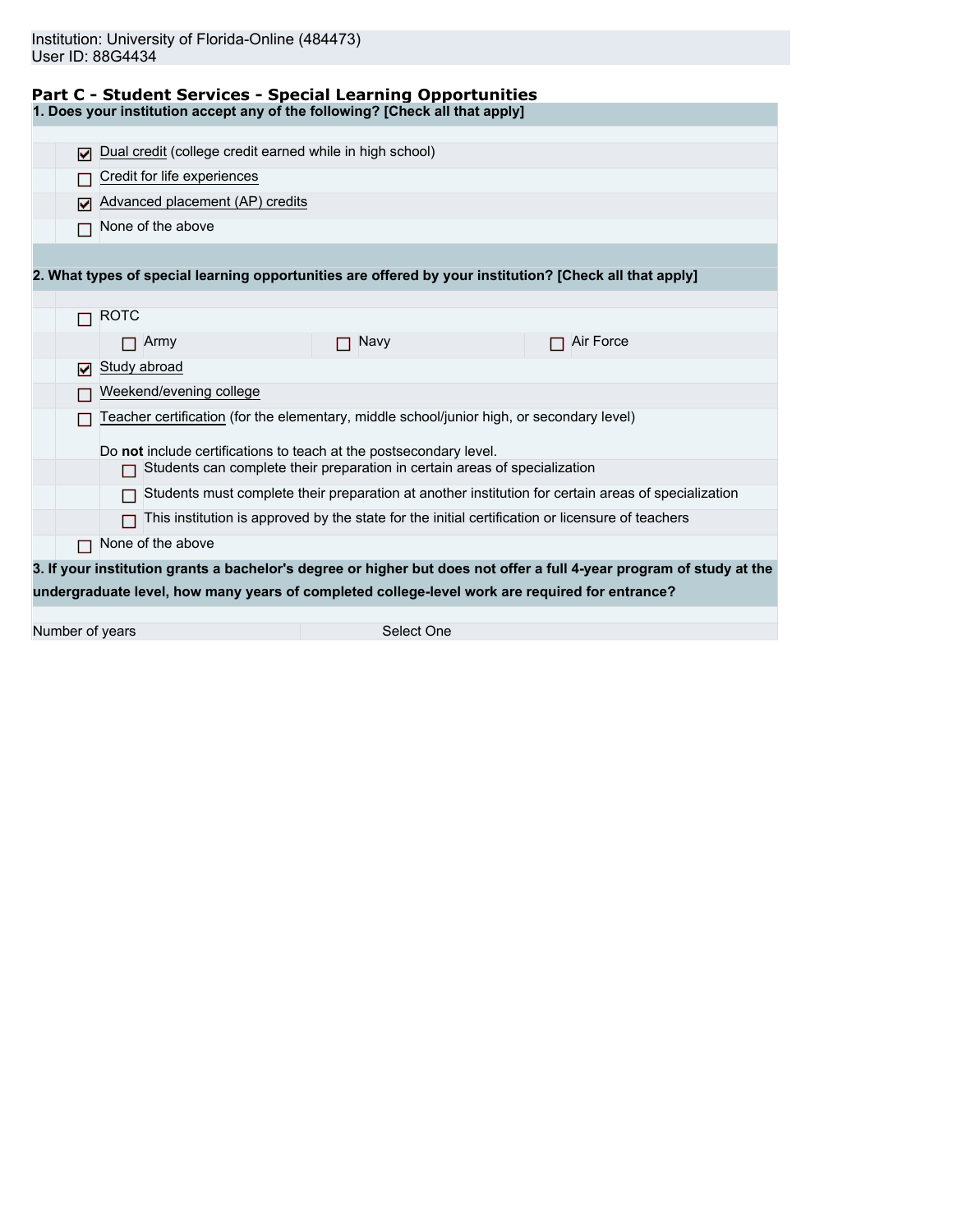Institution: University of Florida-Online (484473)
User ID: 88G4434

## Part C - Student Services - Special Learning Opportunities

**1. Does your institution accept any of the following? [Check all that apply]**

- [x] Dual credit (college credit earned while in high school)
- [ ] Credit for life experiences
- [x] Advanced placement (AP) credits
- [ ] None of the above

**2. What types of special learning opportunities are offered by your institution? [Check all that apply]**

- [ ] ROTC
  - [ ] Army
  - [ ] Navy
  - [ ] Air Force
- [x] Study abroad
- [ ] Weekend/evening college
- [ ] Teacher certification (for the elementary, middle school/junior high, or secondary level)

  Do **not** include certifications to teach at the postsecondary level.
  - [ ] Students can complete their preparation in certain areas of specialization
  - [ ] Students must complete their preparation at another institution for certain areas of specialization
  - [ ] This institution is approved by the state for the initial certification or licensure of teachers
- [ ] None of the above

**3. If your institution grants a bachelor's degree or higher but does not offer a full 4-year program of study at the undergraduate level, how many years of completed college-level work are required for entrance?**

| Number of years | Select One |
|---|---|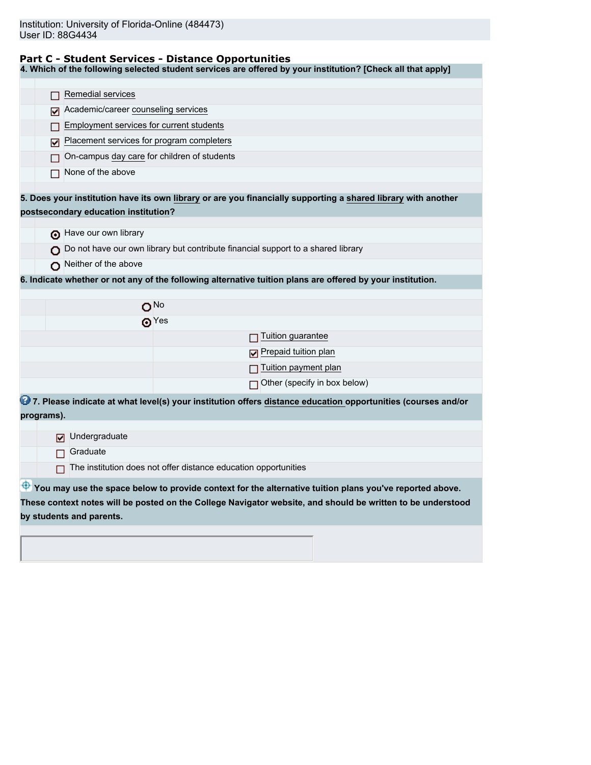Institution: University of Florida-Online (484473)
User ID: 88G4434

## Part C - Student Services - Distance Opportunities

**4. Which of the following selected student services are offered by your institution? [Check all that apply]**

- [ ] Remedial services
- [x] Academic/career counseling services
- [ ] Employment services for current students
- [x] Placement services for program completers
- [ ] On-campus day care for children of students
- [ ] None of the above

**5. Does your institution have its own library or are you financially supporting a shared library with another postsecondary education institution?**

- (●) Have our own library
- ( ) Do not have our own library but contribute financial support to a shared library
- ( ) Neither of the above

**6. Indicate whether or not any of the following alternative tuition plans are offered by your institution.**

- ( ) No
- (●) Yes
  - [ ] Tuition guarantee
  - [x] Prepaid tuition plan
  - [ ] Tuition payment plan
  - [ ] Other (specify in box below)

**7. Please indicate at what level(s) your institution offers distance education opportunities (courses and/or programs).**

- [x] Undergraduate
- [ ] Graduate
- [ ] The institution does not offer distance education opportunities

**You may use the space below to provide context for the alternative tuition plans you've reported above. These context notes will be posted on the College Navigator website, and should be written to be understood by students and parents.**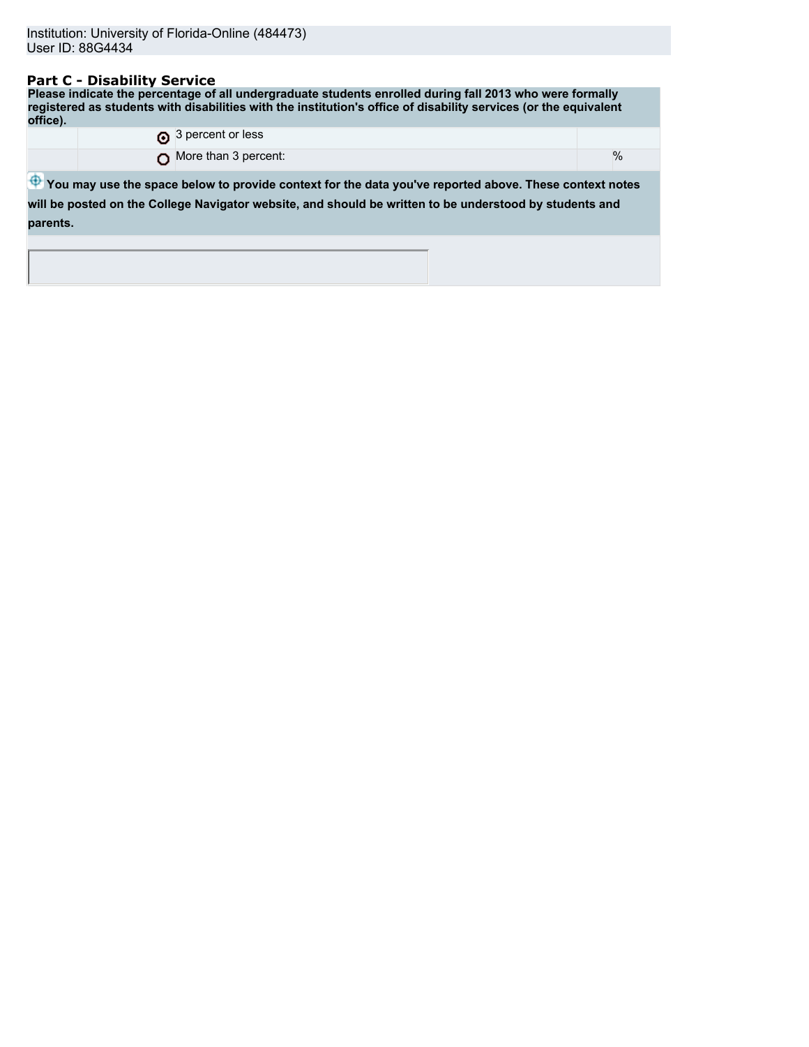Institution: University of Florida-Online (484473)
User ID: 88G4434

## Part C - Disability Service

**Please indicate the percentage of all undergraduate students enrolled during fall 2013 who were formally registered as students with disabilities with the institution's office of disability services (or the equivalent office).**

| | | | |
|---|---|---|---|
| | ◉ | 3 percent or less | |
| | ○ | More than 3 percent: | % |

**You may use the space below to provide context for the data you've reported above. These context notes will be posted on the College Navigator website, and should be written to be understood by students and parents.**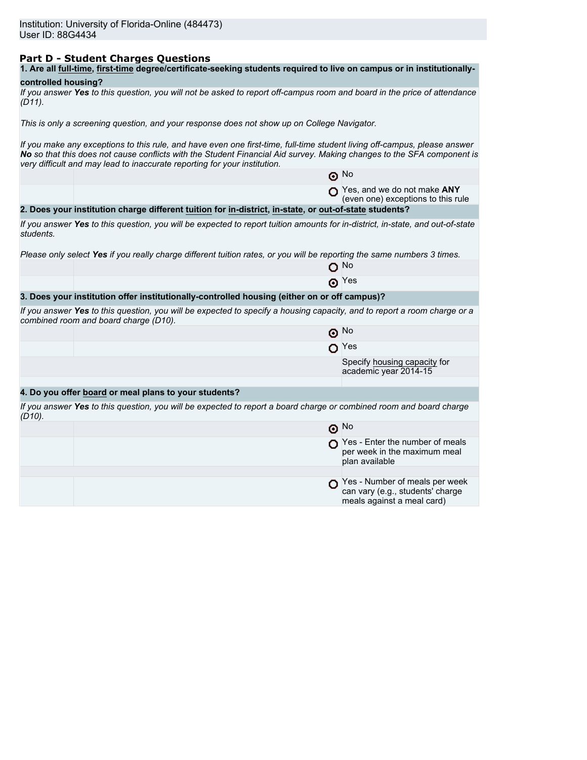Institution: University of Florida-Online (484473)
User ID: 88G4434

## Part D - Student Charges Questions

**1. Are all full-time, first-time degree/certificate-seeking students required to live on campus or in institutionally-controlled housing?**

*If you answer **Yes** to this question, you will not be asked to report off-campus room and board in the price of attendance (D11).*

*This is only a screening question, and your response does not show up on College Navigator.*

*If you make any exceptions to this rule, and have even one first-time, full-time student living off-campus, please answer **No** so that this does not cause conflicts with the Student Financial Aid survey. Making changes to the SFA component is very difficult and may lead to inaccurate reporting for your institution.*

- (•) No
- ( ) Yes, and we do not make **ANY** (even one) exceptions to this rule

**2. Does your institution charge different tuition for in-district, in-state, or out-of-state students?**

*If you answer **Yes** to this question, you will be expected to report tuition amounts for in-district, in-state, and out-of-state students.*

*Please only select **Yes** if you really charge different tuition rates, or you will be reporting the same numbers 3 times.*

- ( ) No
- (•) Yes

**3. Does your institution offer institutionally-controlled housing (either on or off campus)?**

*If you answer **Yes** to this question, you will be expected to specify a housing capacity, and to report a room charge or a combined room and board charge (D10).*

- (•) No
- ( ) Yes

Specify housing capacity for academic year 2014-15

**4. Do you offer board or meal plans to your students?**

*If you answer **Yes** to this question, you will be expected to report a board charge or combined room and board charge (D10).*

- (•) No
- ( ) Yes - Enter the number of meals per week in the maximum meal plan available
- ( ) Yes - Number of meals per week can vary (e.g., students' charge meals against a meal card)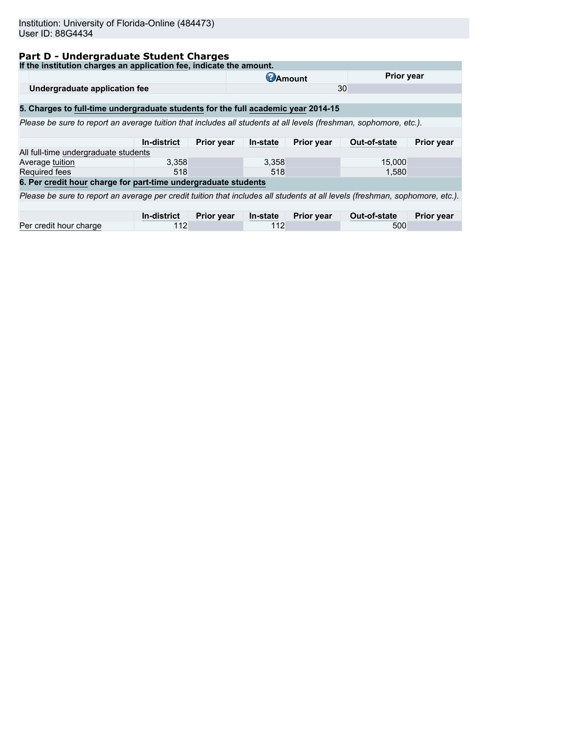Institution: University of Florida-Online (484473)
User ID: 88G4434

## Part D - Undergraduate Student Charges

**If the institution charges an application fee, indicate the amount.**

| | Amount | Prior year |
|---|---|---|
| **Undergraduate application fee** | 30 | |

**5. Charges to full-time undergraduate students for the full academic year 2014-15**

*Please be sure to report an average tuition that includes all students at all levels (freshman, sophomore, etc.).*

| | In-district | Prior year | In-state | Prior year | Out-of-state | Prior year |
|---|---|---|---|---|---|---|
| All full-time undergraduate students | | | | | | |
| Average tuition | 3,358 | | 3,358 | | 15,000 | |
| Required fees | 518 | | 518 | | 1,580 | |

**6. Per credit hour charge for part-time undergraduate students**

*Please be sure to report an average per credit tuition that includes all students at all levels (freshman, sophomore, etc.).*

| | In-district | Prior year | In-state | Prior year | Out-of-state | Prior year |
|---|---|---|---|---|---|---|
| Per credit hour charge | 112 | | 112 | | 500 | |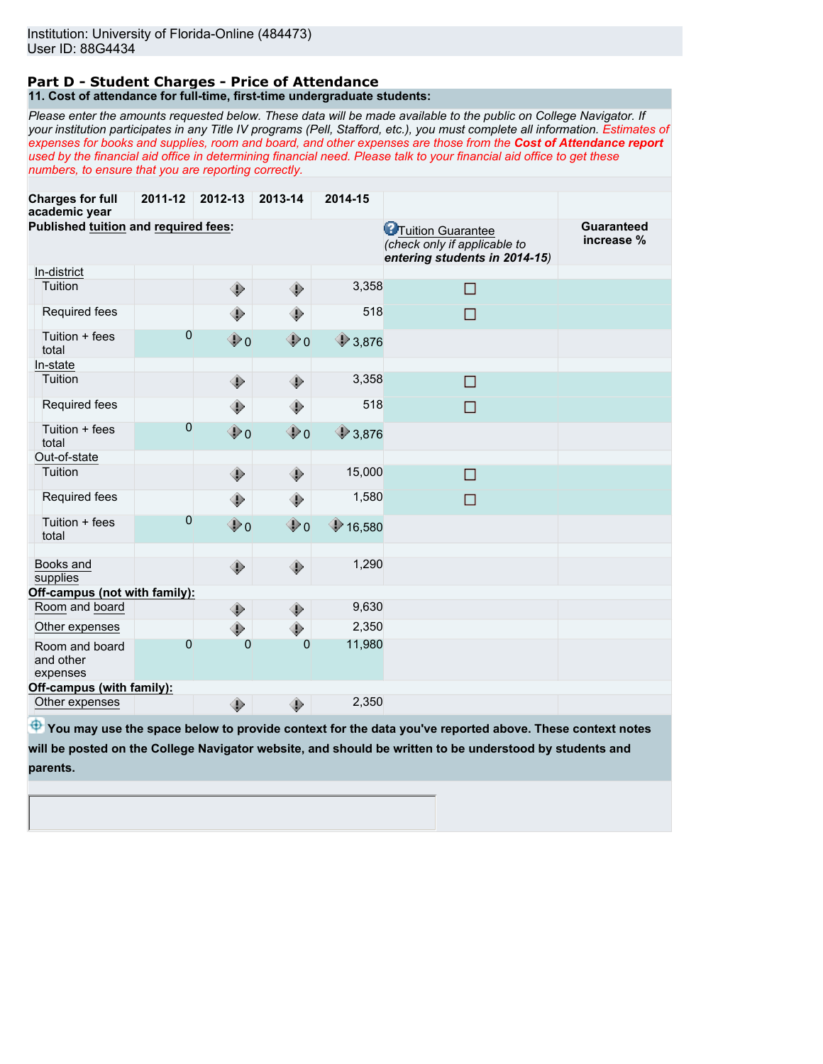Institution: University of Florida-Online (484473)
User ID: 88G4434

## Part D - Student Charges - Price of Attendance

**11. Cost of attendance for full-time, first-time undergraduate students:**

*Please enter the amounts requested below. These data will be made available to the public on College Navigator. If your institution participates in any Title IV programs (Pell, Stafford, etc.), you must complete all information. Estimates of expenses for books and supplies, room and board, and other expenses are those from the **Cost of Attendance report** used by the financial aid office in determining financial need. Please talk to your financial aid office to get these numbers, to ensure that you are reporting correctly.*

| Charges for full academic year | 2011-12 | 2012-13 | 2013-14 | 2014-15 | Tuition Guarantee (check only if applicable to *entering students in 2014-15*) | Guaranteed increase % |
|---|---|---|---|---|---|---|
| **Published tuition and required fees:** | | | | | | |
| In-district | | | | | | |
| Tuition | | | | 3,358 | ☐ | |
| Required fees | | | | 518 | ☐ | |
| Tuition + fees total | 0 | 0 | 0 | 3,876 | | |
| In-state | | | | | | |
| Tuition | | | | 3,358 | ☐ | |
| Required fees | | | | 518 | ☐ | |
| Tuition + fees total | 0 | 0 | 0 | 3,876 | | |
| Out-of-state | | | | | | |
| Tuition | | | | 15,000 | ☐ | |
| Required fees | | | | 1,580 | ☐ | |
| Tuition + fees total | 0 | 0 | 0 | 16,580 | | |
| Books and supplies | | | | 1,290 | | |
| **Off-campus (not with family):** | | | | | | |
| Room and board | | | | 9,630 | | |
| Other expenses | | | | 2,350 | | |
| Room and board and other expenses | 0 | 0 | 0 | 11,980 | | |
| **Off-campus (with family):** | | | | | | |
| Other expenses | | | | 2,350 | | |

**You may use the space below to provide context for the data you've reported above. These context notes will be posted on the College Navigator website, and should be written to be understood by students and parents.**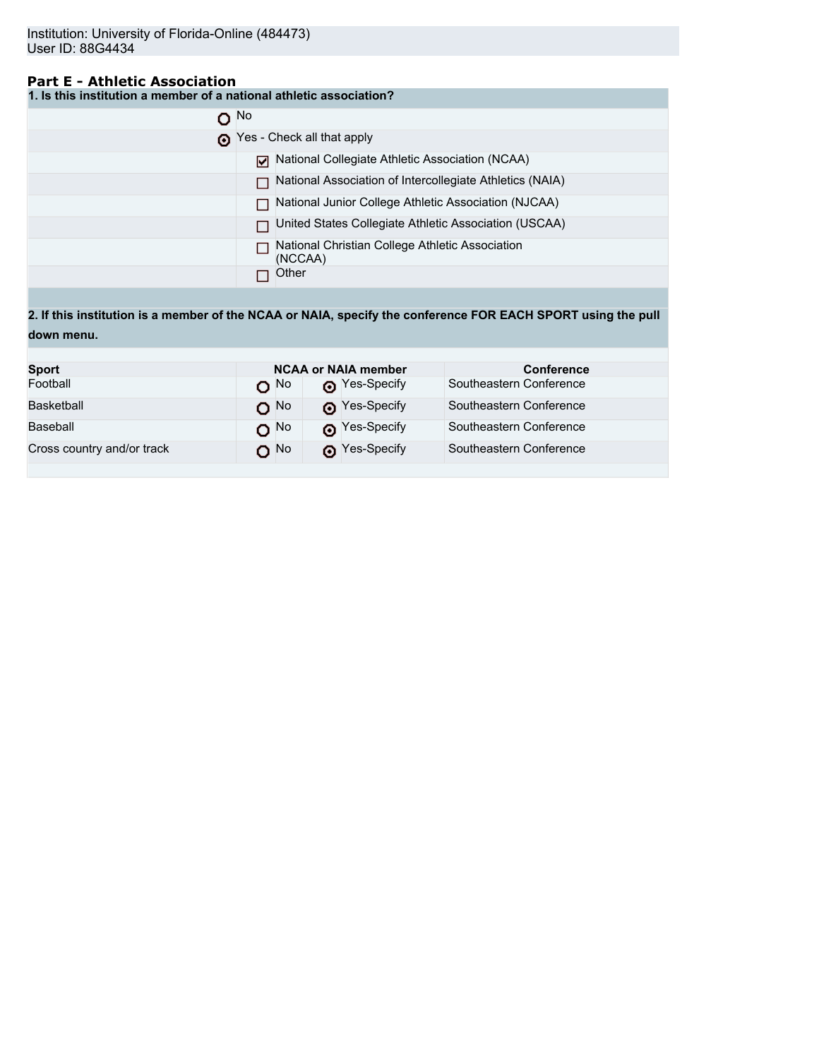Institution: University of Florida-Online (484473)
User ID: 88G4434

## Part E - Athletic Association

**1. Is this institution a member of a national athletic association?**

- ○ No
- ◉ Yes - Check all that apply
  - ☑ National Collegiate Athletic Association (NCAA)
  - ☐ National Association of Intercollegiate Athletics (NAIA)
  - ☐ National Junior College Athletic Association (NJCAA)
  - ☐ United States Collegiate Athletic Association (USCAA)
  - ☐ National Christian College Athletic Association (NCCAA)
  - ☐ Other

**2. If this institution is a member of the NCAA or NAIA, specify the conference FOR EACH SPORT using the pull down menu.**

| Sport | NCAA or NAIA member | | Conference |
|---|---|---|---|
| Football | ○ No | ◉ Yes-Specify | Southeastern Conference |
| Basketball | ○ No | ◉ Yes-Specify | Southeastern Conference |
| Baseball | ○ No | ◉ Yes-Specify | Southeastern Conference |
| Cross country and/or track | ○ No | ◉ Yes-Specify | Southeastern Conference |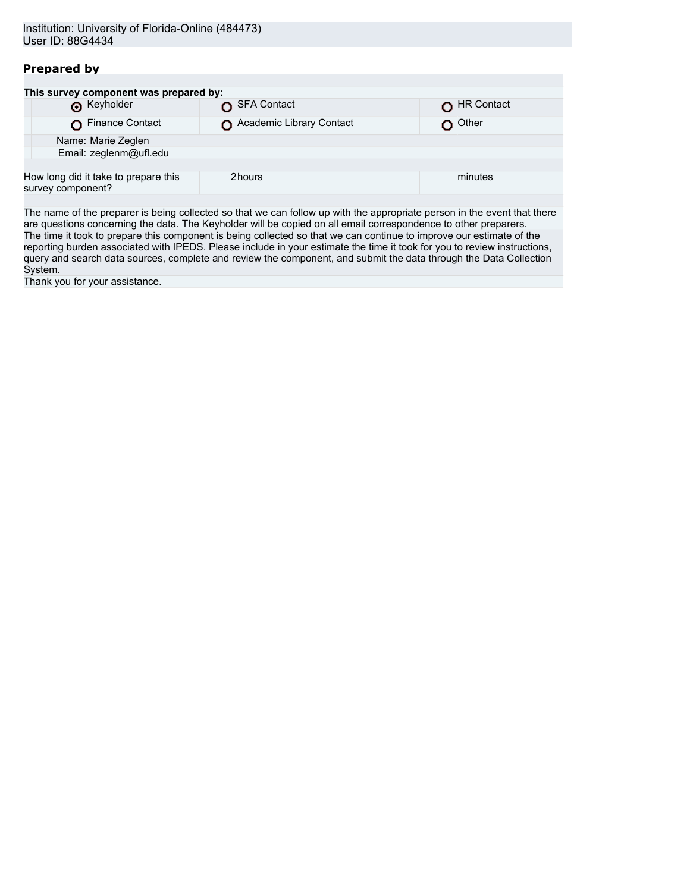Institution: University of Florida-Online (484473)
User ID: 88G4434

## Prepared by

**This survey component was prepared by:**

| | | |
|---|---|---|
| ◉ Keyholder | ○ SFA Contact | ○ HR Contact |
| ○ Finance Contact | ○ Academic Library Contact | ○ Other |

Name: Marie Zeglen
Email: zeglenm@ufl.edu

| How long did it take to prepare this survey component? | 2 hours | minutes |
|---|---|---|

The name of the preparer is being collected so that we can follow up with the appropriate person in the event that there are questions concerning the data. The Keyholder will be copied on all email correspondence to other preparers.

The time it took to prepare this component is being collected so that we can continue to improve our estimate of the reporting burden associated with IPEDS. Please include in your estimate the time it took for you to review instructions, query and search data sources, complete and review the component, and submit the data through the Data Collection System.

Thank you for your assistance.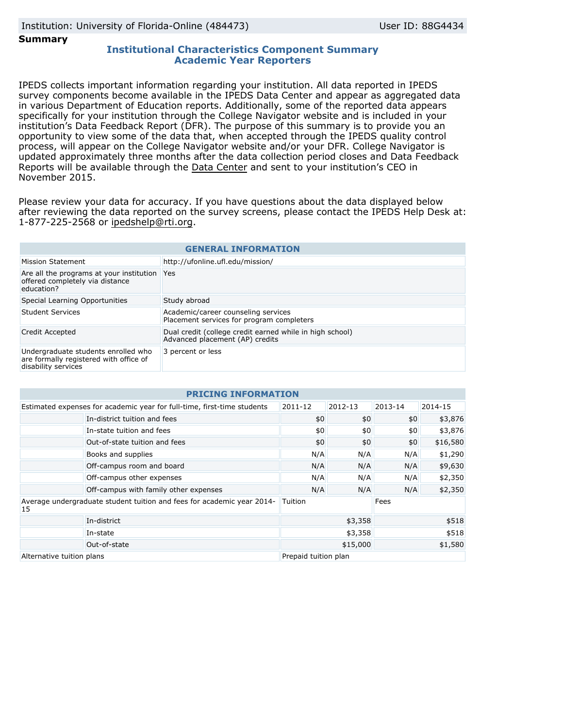Institution: University of Florida-Online (484473) | User ID: 88G4434

**Summary**

## Institutional Characteristics Component Summary
## Academic Year Reporters

IPEDS collects important information regarding your institution. All data reported in IPEDS survey components become available in the IPEDS Data Center and appear as aggregated data in various Department of Education reports. Additionally, some of the reported data appears specifically for your institution through the College Navigator website and is included in your institution's Data Feedback Report (DFR). The purpose of this summary is to provide you an opportunity to view some of the data that, when accepted through the IPEDS quality control process, will appear on the College Navigator website and/or your DFR. College Navigator is updated approximately three months after the data collection period closes and Data Feedback Reports will be available through the Data Center and sent to your institution's CEO in November 2015.

Please review your data for accuracy. If you have questions about the data displayed below after reviewing the data reported on the survey screens, please contact the IPEDS Help Desk at: 1-877-225-2568 or ipedshelp@rti.org.

| GENERAL INFORMATION | |
|---|---|
| Mission Statement | http://ufonline.ufl.edu/mission/ |
| Are all the programs at your institution offered completely via distance education? | Yes |
| Special Learning Opportunities | Study abroad |
| Student Services | Academic/career counseling services<br>Placement services for program completers |
| Credit Accepted | Dual credit (college credit earned while in high school)<br>Advanced placement (AP) credits |
| Undergraduate students enrolled who are formally registered with office of disability services | 3 percent or less |

| PRICING INFORMATION | | | | | |
|---|---|---|---|---|---|
| Estimated expenses for academic year for full-time, first-time students | | 2011-12 | 2012-13 | 2013-14 | 2014-15 |
| | In-district tuition and fees | $0 | $0 | $0 | $3,876 |
| | In-state tuition and fees | $0 | $0 | $0 | $3,876 |
| | Out-of-state tuition and fees | $0 | $0 | $0 | $16,580 |
| | Books and supplies | N/A | N/A | N/A | $1,290 |
| | Off-campus room and board | N/A | N/A | N/A | $9,630 |
| | Off-campus other expenses | N/A | N/A | N/A | $2,350 |
| | Off-campus with family other expenses | N/A | N/A | N/A | $2,350 |
| Average undergraduate student tuition and fees for academic year 2014-15 | | Tuition | | Fees | |
| | In-district | | $3,358 | | $518 |
| | In-state | | $3,358 | | $518 |
| | Out-of-state | | $15,000 | | $1,580 |
| Alternative tuition plans | | Prepaid tuition plan | | | |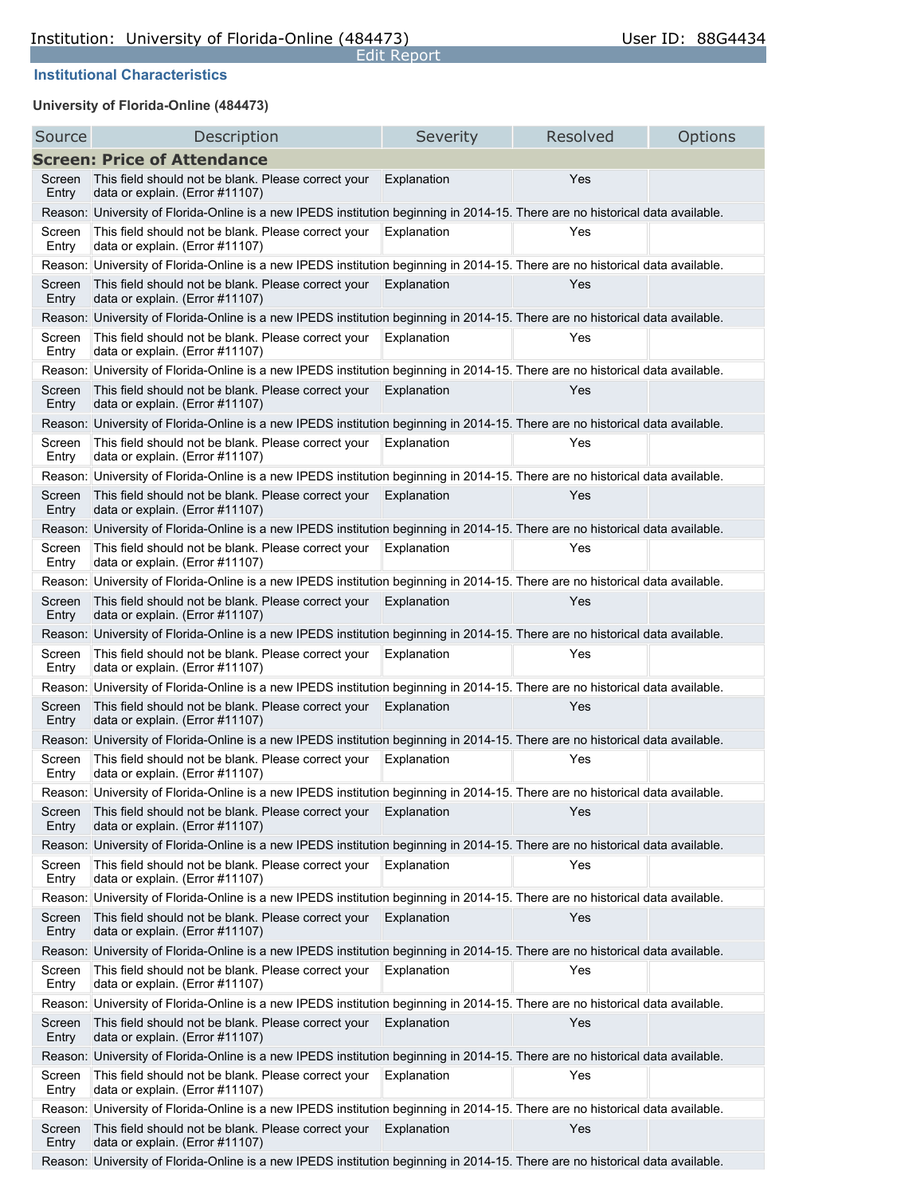Institution: University of Florida-Online (484473)    User ID: 88G4434

Edit Report

### Institutional Characteristics

**University of Florida-Online (484473)**

| Source | Description | Severity | Resolved | Options |
|---|---|---|---|---|
| **Screen: Price of Attendance** | | | | |
| Screen Entry | This field should not be blank. Please correct your data or explain. (Error #11107) | Explanation | Yes | |
| Reason: | University of Florida-Online is a new IPEDS institution beginning in 2014-15. There are no historical data available. | | | |
| Screen Entry | This field should not be blank. Please correct your data or explain. (Error #11107) | Explanation | Yes | |
| Reason: | University of Florida-Online is a new IPEDS institution beginning in 2014-15. There are no historical data available. | | | |
| Screen Entry | This field should not be blank. Please correct your data or explain. (Error #11107) | Explanation | Yes | |
| Reason: | University of Florida-Online is a new IPEDS institution beginning in 2014-15. There are no historical data available. | | | |
| Screen Entry | This field should not be blank. Please correct your data or explain. (Error #11107) | Explanation | Yes | |
| Reason: | University of Florida-Online is a new IPEDS institution beginning in 2014-15. There are no historical data available. | | | |
| Screen Entry | This field should not be blank. Please correct your data or explain. (Error #11107) | Explanation | Yes | |
| Reason: | University of Florida-Online is a new IPEDS institution beginning in 2014-15. There are no historical data available. | | | |
| Screen Entry | This field should not be blank. Please correct your data or explain. (Error #11107) | Explanation | Yes | |
| Reason: | University of Florida-Online is a new IPEDS institution beginning in 2014-15. There are no historical data available. | | | |
| Screen Entry | This field should not be blank. Please correct your data or explain. (Error #11107) | Explanation | Yes | |
| Reason: | University of Florida-Online is a new IPEDS institution beginning in 2014-15. There are no historical data available. | | | |
| Screen Entry | This field should not be blank. Please correct your data or explain. (Error #11107) | Explanation | Yes | |
| Reason: | University of Florida-Online is a new IPEDS institution beginning in 2014-15. There are no historical data available. | | | |
| Screen Entry | This field should not be blank. Please correct your data or explain. (Error #11107) | Explanation | Yes | |
| Reason: | University of Florida-Online is a new IPEDS institution beginning in 2014-15. There are no historical data available. | | | |
| Screen Entry | This field should not be blank. Please correct your data or explain. (Error #11107) | Explanation | Yes | |
| Reason: | University of Florida-Online is a new IPEDS institution beginning in 2014-15. There are no historical data available. | | | |
| Screen Entry | This field should not be blank. Please correct your data or explain. (Error #11107) | Explanation | Yes | |
| Reason: | University of Florida-Online is a new IPEDS institution beginning in 2014-15. There are no historical data available. | | | |
| Screen Entry | This field should not be blank. Please correct your data or explain. (Error #11107) | Explanation | Yes | |
| Reason: | University of Florida-Online is a new IPEDS institution beginning in 2014-15. There are no historical data available. | | | |
| Screen Entry | This field should not be blank. Please correct your data or explain. (Error #11107) | Explanation | Yes | |
| Reason: | University of Florida-Online is a new IPEDS institution beginning in 2014-15. There are no historical data available. | | | |
| Screen Entry | This field should not be blank. Please correct your data or explain. (Error #11107) | Explanation | Yes | |
| Reason: | University of Florida-Online is a new IPEDS institution beginning in 2014-15. There are no historical data available. | | | |
| Screen Entry | This field should not be blank. Please correct your data or explain. (Error #11107) | Explanation | Yes | |
| Reason: | University of Florida-Online is a new IPEDS institution beginning in 2014-15. There are no historical data available. | | | |
| Screen Entry | This field should not be blank. Please correct your data or explain. (Error #11107) | Explanation | Yes | |
| Reason: | University of Florida-Online is a new IPEDS institution beginning in 2014-15. There are no historical data available. | | | |
| Screen Entry | This field should not be blank. Please correct your data or explain. (Error #11107) | Explanation | Yes | |
| Reason: | University of Florida-Online is a new IPEDS institution beginning in 2014-15. There are no historical data available. | | | |
| Screen Entry | This field should not be blank. Please correct your data or explain. (Error #11107) | Explanation | Yes | |
| Reason: | University of Florida-Online is a new IPEDS institution beginning in 2014-15. There are no historical data available. | | | |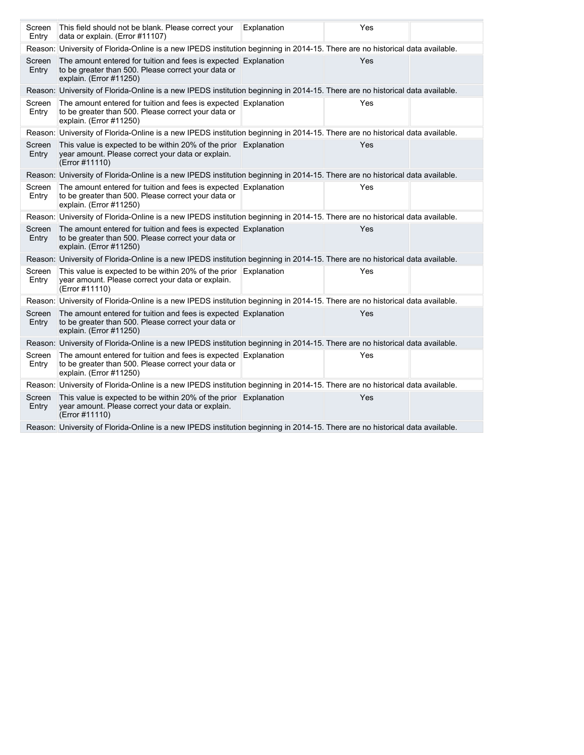| | | | | |
|---|---|---|---|---|
| Screen Entry | This field should not be blank. Please correct your data or explain. (Error #11107) | Explanation | Yes | |
| Reason: | University of Florida-Online is a new IPEDS institution beginning in 2014-15. There are no historical data available. | | | |
| Screen Entry | The amount entered for tuition and fees is expected to be greater than 500. Please correct your data or explain. (Error #11250) | Explanation | Yes | |
| Reason: | University of Florida-Online is a new IPEDS institution beginning in 2014-15. There are no historical data available. | | | |
| Screen Entry | The amount entered for tuition and fees is expected to be greater than 500. Please correct your data or explain. (Error #11250) | Explanation | Yes | |
| Reason: | University of Florida-Online is a new IPEDS institution beginning in 2014-15. There are no historical data available. | | | |
| Screen Entry | This value is expected to be within 20% of the prior year amount. Please correct your data or explain. (Error #11110) | Explanation | Yes | |
| Reason: | University of Florida-Online is a new IPEDS institution beginning in 2014-15. There are no historical data available. | | | |
| Screen Entry | The amount entered for tuition and fees is expected to be greater than 500. Please correct your data or explain. (Error #11250) | Explanation | Yes | |
| Reason: | University of Florida-Online is a new IPEDS institution beginning in 2014-15. There are no historical data available. | | | |
| Screen Entry | The amount entered for tuition and fees is expected to be greater than 500. Please correct your data or explain. (Error #11250) | Explanation | Yes | |
| Reason: | University of Florida-Online is a new IPEDS institution beginning in 2014-15. There are no historical data available. | | | |
| Screen Entry | This value is expected to be within 20% of the prior year amount. Please correct your data or explain. (Error #11110) | Explanation | Yes | |
| Reason: | University of Florida-Online is a new IPEDS institution beginning in 2014-15. There are no historical data available. | | | |
| Screen Entry | The amount entered for tuition and fees is expected to be greater than 500. Please correct your data or explain. (Error #11250) | Explanation | Yes | |
| Reason: | University of Florida-Online is a new IPEDS institution beginning in 2014-15. There are no historical data available. | | | |
| Screen Entry | The amount entered for tuition and fees is expected to be greater than 500. Please correct your data or explain. (Error #11250) | Explanation | Yes | |
| Reason: | University of Florida-Online is a new IPEDS institution beginning in 2014-15. There are no historical data available. | | | |
| Screen Entry | This value is expected to be within 20% of the prior year amount. Please correct your data or explain. (Error #11110) | Explanation | Yes | |
| Reason: | University of Florida-Online is a new IPEDS institution beginning in 2014-15. There are no historical data available. | | | |